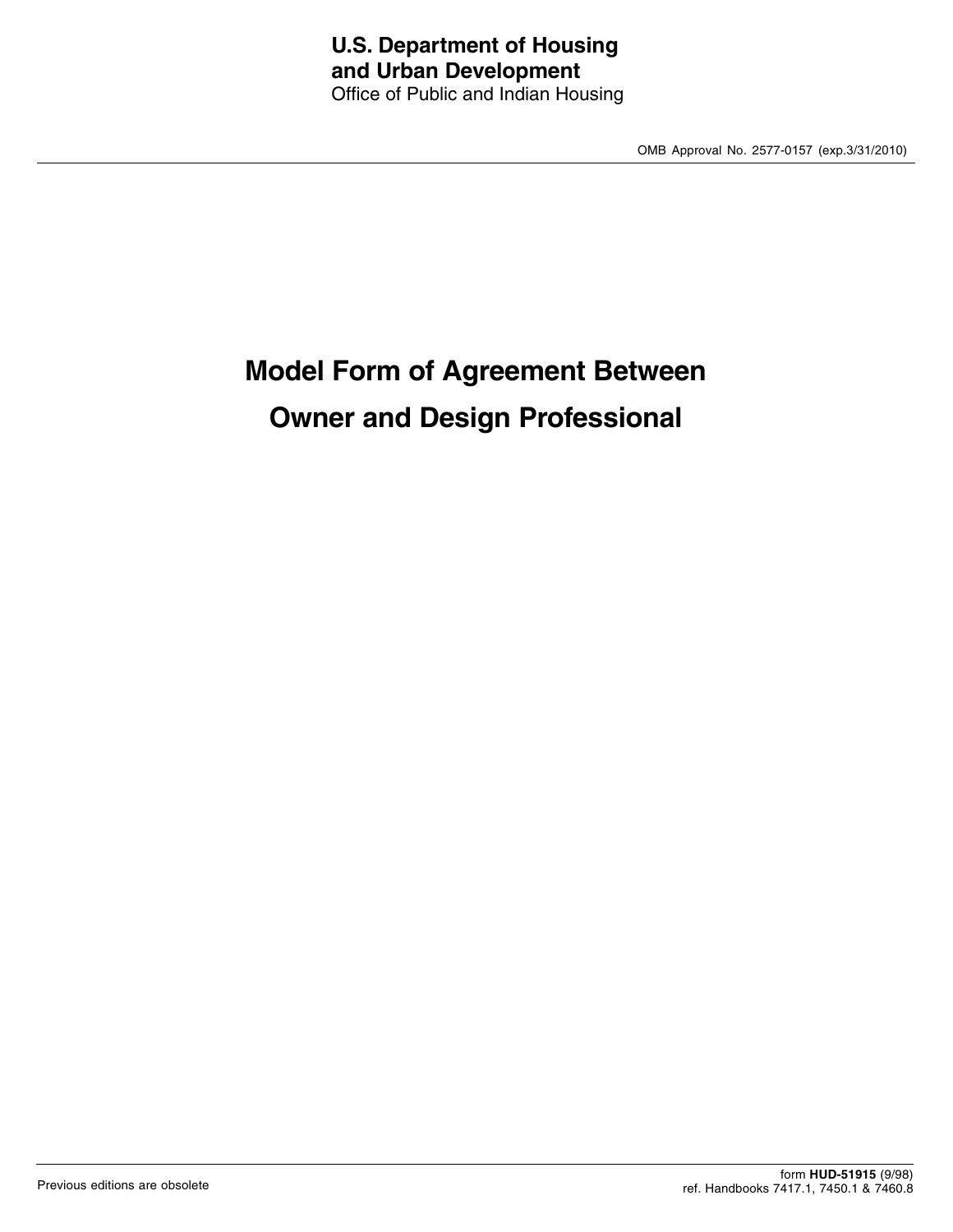**U.S. Department of Housing and Urban Development**
Office of Public and Indian Housing

OMB Approval No. 2577-0157 (exp.3/31/2010)

# Model Form of Agreement Between Owner and Design Professional

Previous editions are obsolete

form **HUD-51915** (9/98)
ref. Handbooks 7417.1, 7450.1 & 7460.8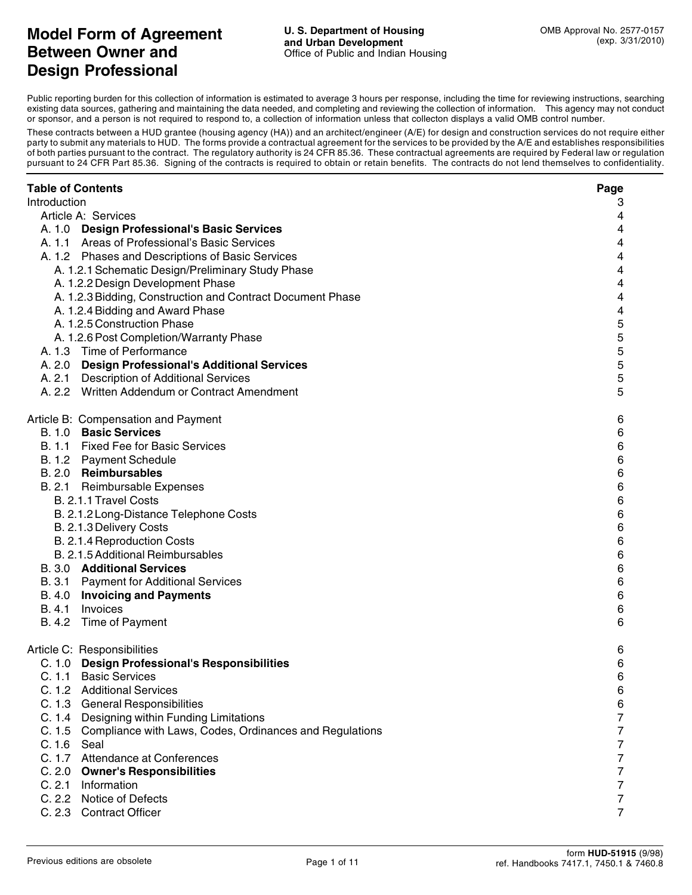# Model Form of Agreement Between Owner and Design Professional

**U. S. Department of Housing and Urban Development**
Office of Public and Indian Housing

OMB Approval No. 2577-0157
(exp. 3/31/2010)

Public reporting burden for this collection of information is estimated to average 3 hours per response, including the time for reviewing instructions, searching existing data sources, gathering and maintaining the data needed, and completing and reviewing the collection of information. This agency may not conduct or sponsor, and a person is not required to respond to, a collection of information unless that collecton displays a valid OMB control number.

These contracts between a HUD grantee (housing agency (HA)) and an architect/engineer (A/E) for design and construction services do not require either party to submit any materials to HUD. The forms provide a contractual agreement for the services to be provided by the A/E and establishes responsibilities of both parties pursuant to the contract. The regulatory authority is 24 CFR 85.36. These contractual agreements are required by Federal law or regulation pursuant to 24 CFR Part 85.36. Signing of the contracts is required to obtain or retain benefits. The contracts do not lend themselves to confidentiality.

| **Table of Contents** | **Page** |
|---|---|
| Introduction | 3 |
| Article A: Services | 4 |
| A. 1.0 **Design Professional's Basic Services** | 4 |
| A. 1.1 Areas of Professional's Basic Services | 4 |
| A. 1.2 Phases and Descriptions of Basic Services | 4 |
| A. 1.2.1 Schematic Design/Preliminary Study Phase | 4 |
| A. 1.2.2 Design Development Phase | 4 |
| A. 1.2.3 Bidding, Construction and Contract Document Phase | 4 |
| A. 1.2.4 Bidding and Award Phase | 4 |
| A. 1.2.5 Construction Phase | 5 |
| A. 1.2.6 Post Completion/Warranty Phase | 5 |
| A. 1.3 Time of Performance | 5 |
| A. 2.0 **Design Professional's Additional Services** | 5 |
| A. 2.1 Description of Additional Services | 5 |
| A. 2.2 Written Addendum or Contract Amendment | 5 |
| Article B: Compensation and Payment | 6 |
| B. 1.0 **Basic Services** | 6 |
| B. 1.1 Fixed Fee for Basic Services | 6 |
| B. 1.2 Payment Schedule | 6 |
| B. 2.0 **Reimbursables** | 6 |
| B. 2.1 Reimbursable Expenses | 6 |
| B. 2.1.1 Travel Costs | 6 |
| B. 2.1.2 Long-Distance Telephone Costs | 6 |
| B. 2.1.3 Delivery Costs | 6 |
| B. 2.1.4 Reproduction Costs | 6 |
| B. 2.1.5 Additional Reimbursables | 6 |
| B. 3.0 **Additional Services** | 6 |
| B. 3.1 Payment for Additional Services | 6 |
| B. 4.0 **Invoicing and Payments** | 6 |
| B. 4.1 Invoices | 6 |
| B. 4.2 Time of Payment | 6 |
| Article C: Responsibilities | 6 |
| C. 1.0 **Design Professional's Responsibilities** | 6 |
| C. 1.1 Basic Services | 6 |
| C. 1.2 Additional Services | 6 |
| C. 1.3 General Responsibilities | 6 |
| C. 1.4 Designing within Funding Limitations | 7 |
| C. 1.5 Compliance with Laws, Codes, Ordinances and Regulations | 7 |
| C. 1.6 Seal | 7 |
| C. 1.7 Attendance at Conferences | 7 |
| C. 2.0 **Owner's Responsibilities** | 7 |
| C. 2.1 Information | 7 |
| C. 2.2 Notice of Defects | 7 |
| C. 2.3 Contract Officer | 7 |

Previous editions are obsolete

form **HUD-51915** (9/98)
ref. Handbooks 7417.1, 7450.1 & 7460.8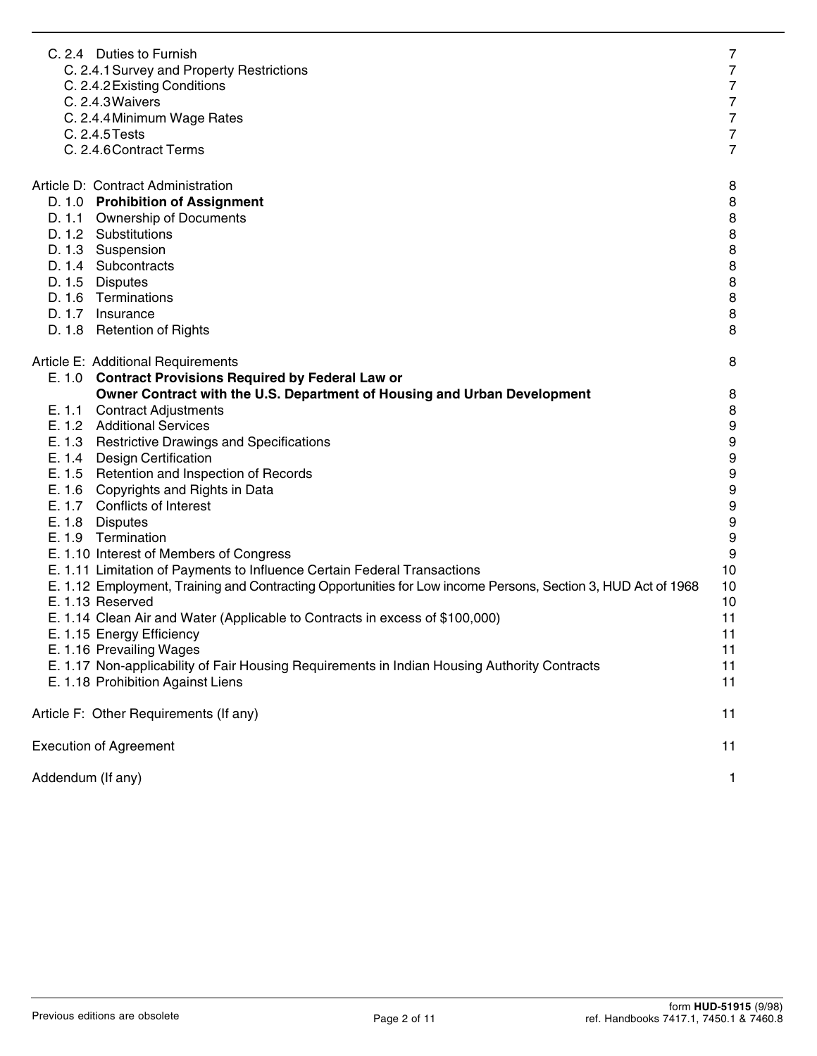| | |
|---|---|
| C. 2.4 Duties to Furnish | 7 |
| C. 2.4.1 Survey and Property Restrictions | 7 |
| C. 2.4.2 Existing Conditions | 7 |
| C. 2.4.3 Waivers | 7 |
| C. 2.4.4 Minimum Wage Rates | 7 |
| C. 2.4.5 Tests | 7 |
| C. 2.4.6 Contract Terms | 7 |
| | |
| Article D: Contract Administration | 8 |
| D. 1.0 **Prohibition of Assignment** | 8 |
| D. 1.1 Ownership of Documents | 8 |
| D. 1.2 Substitutions | 8 |
| D. 1.3 Suspension | 8 |
| D. 1.4 Subcontracts | 8 |
| D. 1.5 Disputes | 8 |
| D. 1.6 Terminations | 8 |
| D. 1.7 Insurance | 8 |
| D. 1.8 Retention of Rights | 8 |
| | |
| Article E: Additional Requirements | 8 |
| E. 1.0 **Contract Provisions Required by Federal Law or Owner Contract with the U.S. Department of Housing and Urban Development** | 8 |
| E. 1.1 Contract Adjustments | 8 |
| E. 1.2 Additional Services | 9 |
| E. 1.3 Restrictive Drawings and Specifications | 9 |
| E. 1.4 Design Certification | 9 |
| E. 1.5 Retention and Inspection of Records | 9 |
| E. 1.6 Copyrights and Rights in Data | 9 |
| E. 1.7 Conflicts of Interest | 9 |
| E. 1.8 Disputes | 9 |
| E. 1.9 Termination | 9 |
| E. 1.10 Interest of Members of Congress | 9 |
| E. 1.11 Limitation of Payments to Influence Certain Federal Transactions | 10 |
| E. 1.12 Employment, Training and Contracting Opportunities for Low income Persons, Section 3, HUD Act of 1968 | 10 |
| E. 1.13 Reserved | 10 |
| E. 1.14 Clean Air and Water (Applicable to Contracts in excess of $100,000) | 11 |
| E. 1.15 Energy Efficiency | 11 |
| E. 1.16 Prevailing Wages | 11 |
| E. 1.17 Non-applicability of Fair Housing Requirements in Indian Housing Authority Contracts | 11 |
| E. 1.18 Prohibition Against Liens | 11 |
| | |
| Article F: Other Requirements (If any) | 11 |
| | |
| Execution of Agreement | 11 |
| | |
| Addendum (If any) | 1 |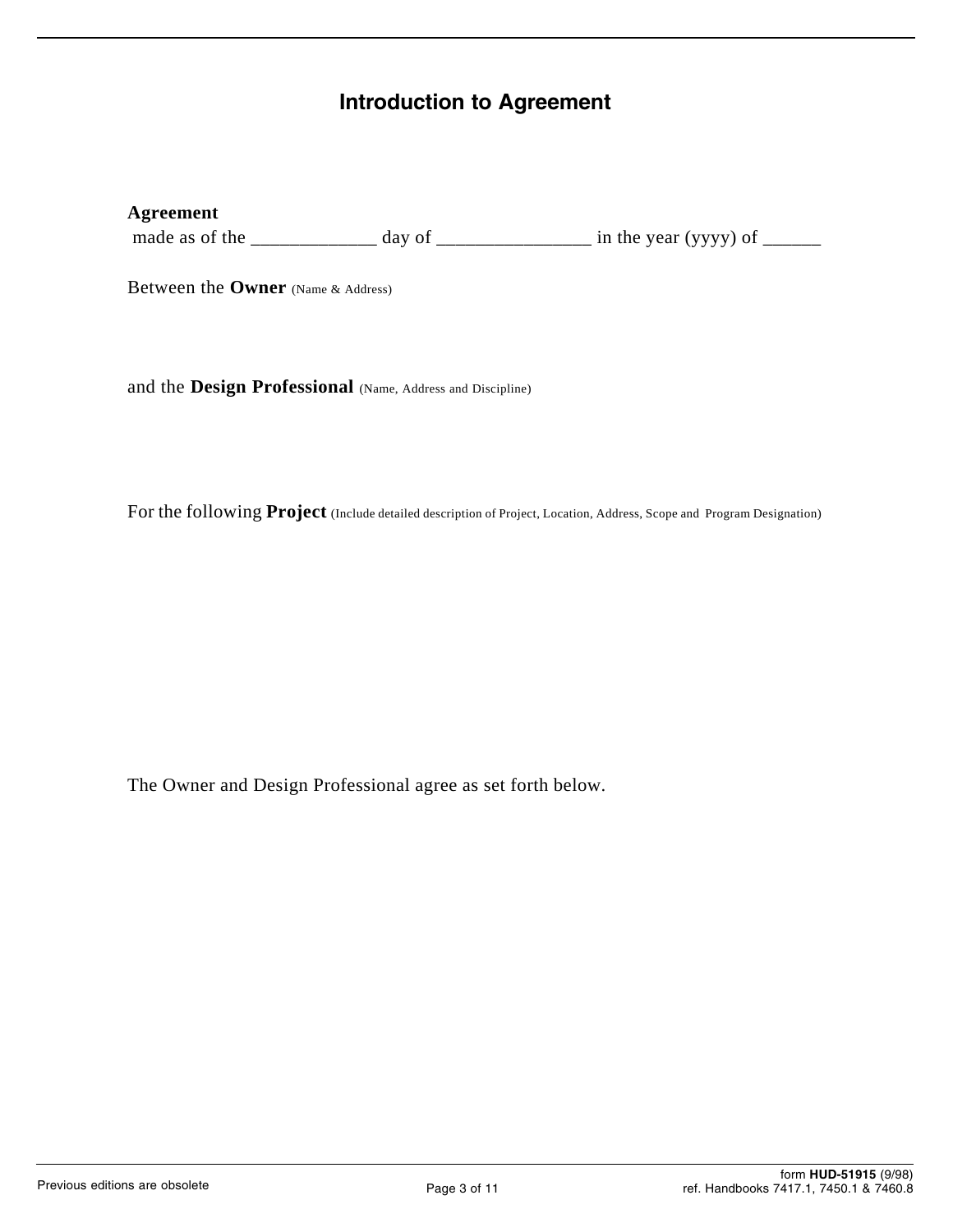# Introduction to Agreement

**Agreement**
made as of the _____________ day of ________________ in the year (yyyy) of ______

Between the **Owner** (Name & Address)

and the **Design Professional** (Name, Address and Discipline)

For the following **Project** (Include detailed description of Project, Location, Address, Scope and Program Designation)

The Owner and Design Professional agree as set forth below.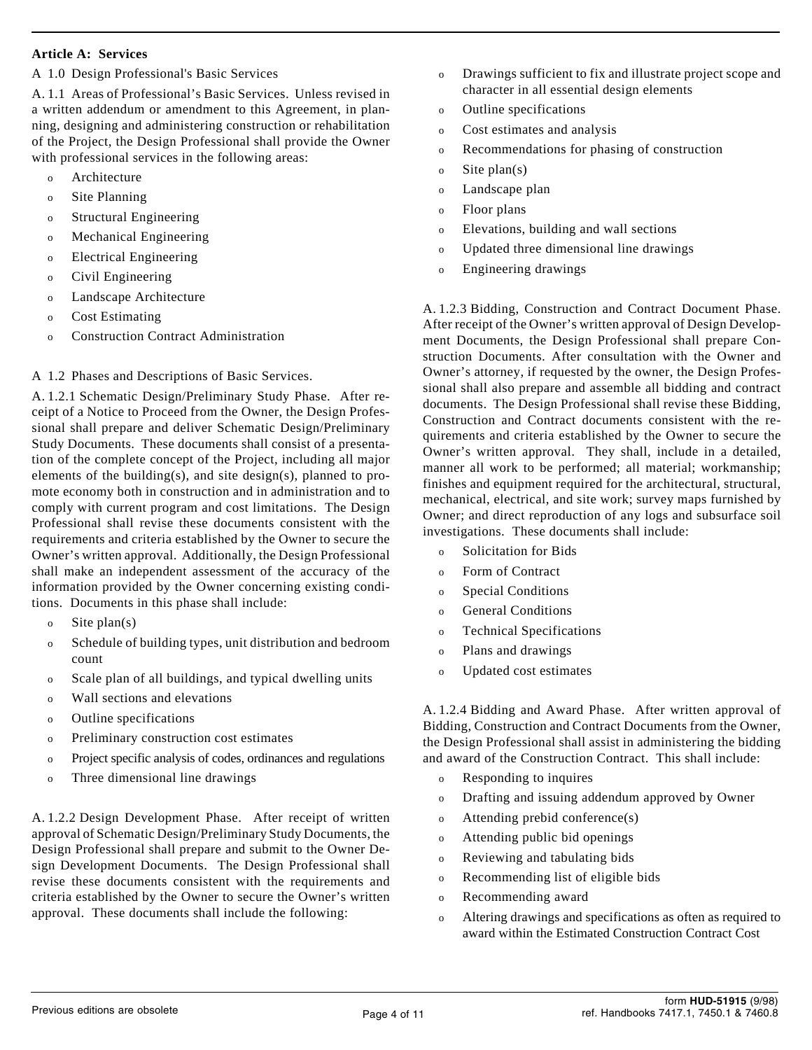**Article A: Services**

A 1.0 Design Professional's Basic Services

A. 1.1 Areas of Professional's Basic Services. Unless revised in a written addendum or amendment to this Agreement, in planning, designing and administering construction or rehabilitation of the Project, the Design Professional shall provide the Owner with professional services in the following areas:

- Architecture
- Site Planning
- Structural Engineering
- Mechanical Engineering
- Electrical Engineering
- Civil Engineering
- Landscape Architecture
- Cost Estimating
- Construction Contract Administration

A 1.2 Phases and Descriptions of Basic Services.

A. 1.2.1 Schematic Design/Preliminary Study Phase. After receipt of a Notice to Proceed from the Owner, the Design Professional shall prepare and deliver Schematic Design/Preliminary Study Documents. These documents shall consist of a presentation of the complete concept of the Project, including all major elements of the building(s), and site design(s), planned to promote economy both in construction and in administration and to comply with current program and cost limitations. The Design Professional shall revise these documents consistent with the requirements and criteria established by the Owner to secure the Owner's written approval. Additionally, the Design Professional shall make an independent assessment of the accuracy of the information provided by the Owner concerning existing conditions. Documents in this phase shall include:

- Site plan(s)
- Schedule of building types, unit distribution and bedroom count
- Scale plan of all buildings, and typical dwelling units
- Wall sections and elevations
- Outline specifications
- Preliminary construction cost estimates
- Project specific analysis of codes, ordinances and regulations
- Three dimensional line drawings

A. 1.2.2 Design Development Phase. After receipt of written approval of Schematic Design/Preliminary Study Documents, the Design Professional shall prepare and submit to the Owner Design Development Documents. The Design Professional shall revise these documents consistent with the requirements and criteria established by the Owner to secure the Owner's written approval. These documents shall include the following:

- Drawings sufficient to fix and illustrate project scope and character in all essential design elements
- Outline specifications
- Cost estimates and analysis
- Recommendations for phasing of construction
- Site plan(s)
- Landscape plan
- Floor plans
- Elevations, building and wall sections
- Updated three dimensional line drawings
- Engineering drawings

A. 1.2.3 Bidding, Construction and Contract Document Phase. After receipt of the Owner's written approval of Design Development Documents, the Design Professional shall prepare Construction Documents. After consultation with the Owner and Owner's attorney, if requested by the owner, the Design Professional shall also prepare and assemble all bidding and contract documents. The Design Professional shall revise these Bidding, Construction and Contract documents consistent with the requirements and criteria established by the Owner to secure the Owner's written approval. They shall, include in a detailed, manner all work to be performed; all material; workmanship; finishes and equipment required for the architectural, structural, mechanical, electrical, and site work; survey maps furnished by Owner; and direct reproduction of any logs and subsurface soil investigations. These documents shall include:

- Solicitation for Bids
- Form of Contract
- Special Conditions
- General Conditions
- Technical Specifications
- Plans and drawings
- Updated cost estimates

A. 1.2.4 Bidding and Award Phase. After written approval of Bidding, Construction and Contract Documents from the Owner, the Design Professional shall assist in administering the bidding and award of the Construction Contract. This shall include:

- Responding to inquires
- Drafting and issuing addendum approved by Owner
- Attending prebid conference(s)
- Attending public bid openings
- Reviewing and tabulating bids
- Recommending list of eligible bids
- Recommending award
- Altering drawings and specifications as often as required to award within the Estimated Construction Contract Cost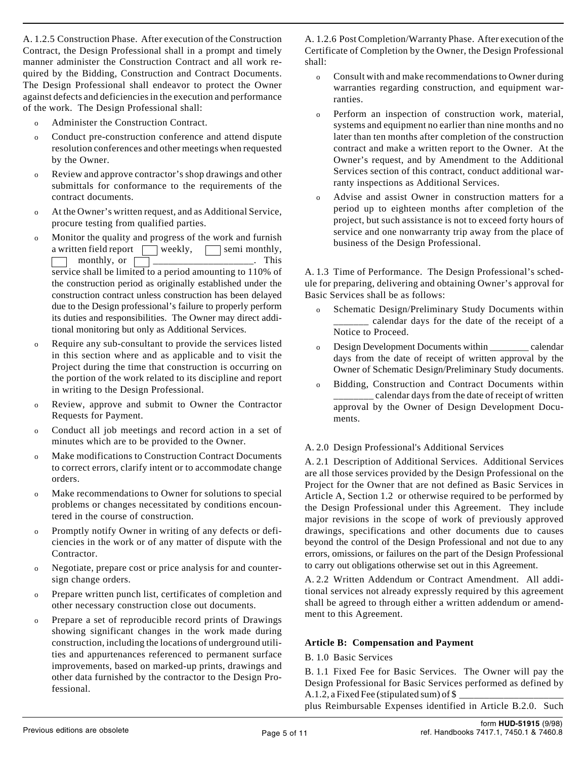A. 1.2.5 Construction Phase. After execution of the Construction Contract, the Design Professional shall in a prompt and timely manner administer the Construction Contract and all work required by the Bidding, Construction and Contract Documents. The Design Professional shall endeavor to protect the Owner against defects and deficiencies in the execution and performance of the work. The Design Professional shall:

- Administer the Construction Contract.
- Conduct pre-construction conference and attend dispute resolution conferences and other meetings when requested by the Owner.
- Review and approve contractor's shop drawings and other submittals for conformance to the requirements of the contract documents.
- At the Owner's written request, and as Additional Service, procure testing from qualified parties.
- Monitor the quality and progress of the work and furnish a written field report ☐ weekly, ☐ semi monthly, ☐ monthly, or ☐ ____________________. This service shall be limited to a period amounting to 110% of the construction period as originally established under the construction contract unless construction has been delayed due to the Design professional's failure to properly perform its duties and responsibilities. The Owner may direct additional monitoring but only as Additional Services.
- Require any sub-consultant to provide the services listed in this section where and as applicable and to visit the Project during the time that construction is occurring on the portion of the work related to its discipline and report in writing to the Design Professional.
- Review, approve and submit to Owner the Contractor Requests for Payment.
- Conduct all job meetings and record action in a set of minutes which are to be provided to the Owner.
- Make modifications to Construction Contract Documents to correct errors, clarify intent or to accommodate change orders.
- Make recommendations to Owner for solutions to special problems or changes necessitated by conditions encountered in the course of construction.
- Promptly notify Owner in writing of any defects or deficiencies in the work or of any matter of dispute with the Contractor.
- Negotiate, prepare cost or price analysis for and countersign change orders.
- Prepare written punch list, certificates of completion and other necessary construction close out documents.
- Prepare a set of reproducible record prints of Drawings showing significant changes in the work made during construction, including the locations of underground utilities and appurtenances referenced to permanent surface improvements, based on marked-up prints, drawings and other data furnished by the contractor to the Design Professional.

A. 1.2.6 Post Completion/Warranty Phase. After execution of the Certificate of Completion by the Owner, the Design Professional shall:

- Consult with and make recommendations to Owner during warranties regarding construction, and equipment warranties.
- Perform an inspection of construction work, material, systems and equipment no earlier than nine months and no later than ten months after completion of the construction contract and make a written report to the Owner. At the Owner's request, and by Amendment to the Additional Services section of this contract, conduct additional warranty inspections as Additional Services.
- Advise and assist Owner in construction matters for a period up to eighteen months after completion of the project, but such assistance is not to exceed forty hours of service and one nonwarranty trip away from the place of business of the Design Professional.

A. 1.3 Time of Performance. The Design Professional's schedule for preparing, delivering and obtaining Owner's approval for Basic Services shall be as follows:

- Schematic Design/Preliminary Study Documents within _______ calendar days for the date of the receipt of a Notice to Proceed.
- Design Development Documents within ________ calendar days from the date of receipt of written approval by the Owner of Schematic Design/Preliminary Study documents.
- Bidding, Construction and Contract Documents within ________ calendar days from the date of receipt of written approval by the Owner of Design Development Documents.

A. 2.0 Design Professional's Additional Services

A. 2.1 Description of Additional Services. Additional Services are all those services provided by the Design Professional on the Project for the Owner that are not defined as Basic Services in Article A, Section 1.2 or otherwise required to be performed by the Design Professional under this Agreement. They include major revisions in the scope of work of previously approved drawings, specifications and other documents due to causes beyond the control of the Design Professional and not due to any errors, omissions, or failures on the part of the Design Professional to carry out obligations otherwise set out in this Agreement.

A. 2.2 Written Addendum or Contract Amendment. All additional services not already expressly required by this agreement shall be agreed to through either a written addendum or amendment to this Agreement.

**Article B: Compensation and Payment**

B. 1.0 Basic Services

B. 1.1 Fixed Fee for Basic Services. The Owner will pay the Design Professional for Basic Services performed as defined by A.1.2, a Fixed Fee (stipulated sum) of $ ____________________ plus Reimbursable Expenses identified in Article B.2.0. Such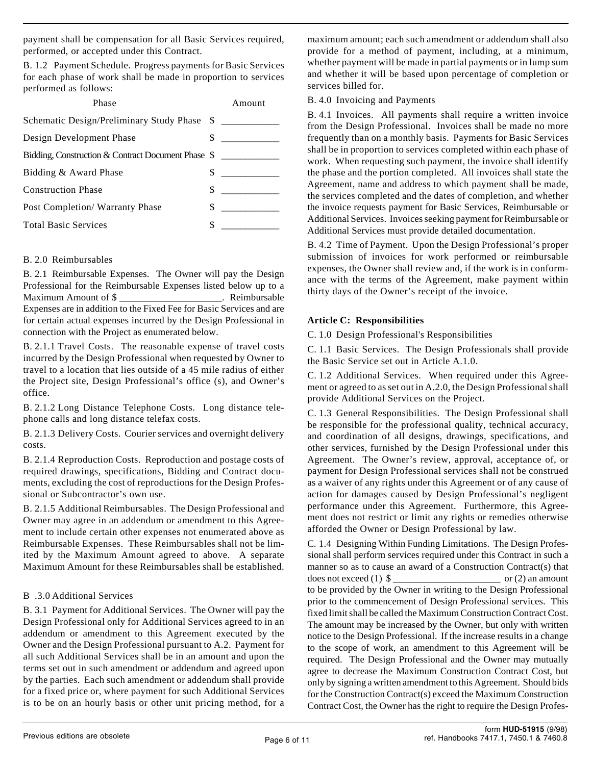payment shall be compensation for all Basic Services required, performed, or accepted under this Contract.

B. 1.2 Payment Schedule. Progress payments for Basic Services for each phase of work shall be made in proportion to services performed as follows:

| Phase | Amount |
|---|---|
| Schematic Design/Preliminary Study Phase | $ ___________ |
| Design Development Phase | $ ___________ |
| Bidding, Construction & Contract Document Phase | $ ___________ |
| Bidding & Award Phase | $ ___________ |
| Construction Phase | $ ___________ |
| Post Completion/ Warranty Phase | $ ___________ |
| Total Basic Services | $ ___________ |

B. 2.0 Reimbursables

B. 2.1 Reimbursable Expenses. The Owner will pay the Design Professional for the Reimbursable Expenses listed below up to a Maximum Amount of $ ____________________. Reimbursable Expenses are in addition to the Fixed Fee for Basic Services and are for certain actual expenses incurred by the Design Professional in connection with the Project as enumerated below.

B. 2.1.1 Travel Costs. The reasonable expense of travel costs incurred by the Design Professional when requested by Owner to travel to a location that lies outside of a 45 mile radius of either the Project site, Design Professional's office (s), and Owner's office.

B. 2.1.2 Long Distance Telephone Costs. Long distance telephone calls and long distance telefax costs.

B. 2.1.3 Delivery Costs. Courier services and overnight delivery costs.

B. 2.1.4 Reproduction Costs. Reproduction and postage costs of required drawings, specifications, Bidding and Contract documents, excluding the cost of reproductions for the Design Professional or Subcontractor's own use.

B. 2.1.5 Additional Reimbursables. The Design Professional and Owner may agree in an addendum or amendment to this Agreement to include certain other expenses not enumerated above as Reimbursable Expenses. These Reimbursables shall not be limited by the Maximum Amount agreed to above. A separate Maximum Amount for these Reimbursables shall be established.

B .3.0 Additional Services

B. 3.1 Payment for Additional Services. The Owner will pay the Design Professional only for Additional Services agreed to in an addendum or amendment to this Agreement executed by the Owner and the Design Professional pursuant to A.2. Payment for all such Additional Services shall be in an amount and upon the terms set out in such amendment or addendum and agreed upon by the parties. Each such amendment or addendum shall provide for a fixed price or, where payment for such Additional Services is to be on an hourly basis or other unit pricing method, for a maximum amount; each such amendment or addendum shall also provide for a method of payment, including, at a minimum, whether payment will be made in partial payments or in lump sum and whether it will be based upon percentage of completion or services billed for.

B. 4.0 Invoicing and Payments

B. 4.1 Invoices. All payments shall require a written invoice from the Design Professional. Invoices shall be made no more frequently than on a monthly basis. Payments for Basic Services shall be in proportion to services completed within each phase of work. When requesting such payment, the invoice shall identify the phase and the portion completed. All invoices shall state the Agreement, name and address to which payment shall be made, the services completed and the dates of completion, and whether the invoice requests payment for Basic Services, Reimbursable or Additional Services. Invoices seeking payment for Reimbursable or Additional Services must provide detailed documentation.

B. 4.2 Time of Payment. Upon the Design Professional's proper submission of invoices for work performed or reimbursable expenses, the Owner shall review and, if the work is in conformance with the terms of the Agreement, make payment within thirty days of the Owner's receipt of the invoice.

**Article C: Responsibilities**

C. 1.0 Design Professional's Responsibilities

C. 1.1 Basic Services. The Design Professionals shall provide the Basic Service set out in Article A.1.0.

C. 1.2 Additional Services. When required under this Agreement or agreed to as set out in A.2.0, the Design Professional shall provide Additional Services on the Project.

C. 1.3 General Responsibilities. The Design Professional shall be responsible for the professional quality, technical accuracy, and coordination of all designs, drawings, specifications, and other services, furnished by the Design Professional under this Agreement. The Owner's review, approval, acceptance of, or payment for Design Professional services shall not be construed as a waiver of any rights under this Agreement or of any cause of action for damages caused by Design Professional's negligent performance under this Agreement. Furthermore, this Agreement does not restrict or limit any rights or remedies otherwise afforded the Owner or Design Professional by law.

C. 1.4 Designing Within Funding Limitations. The Design Professional shall perform services required under this Contract in such a manner so as to cause an award of a Construction Contract(s) that does not exceed (1) $ _____________________ or (2) an amount to be provided by the Owner in writing to the Design Professional prior to the commencement of Design Professional services. This fixed limit shall be called the Maximum Construction Contract Cost. The amount may be increased by the Owner, but only with written notice to the Design Professional. If the increase results in a change to the scope of work, an amendment to this Agreement will be required. The Design Professional and the Owner may mutually agree to decrease the Maximum Construction Contract Cost, but only by signing a written amendment to this Agreement. Should bids for the Construction Contract(s) exceed the Maximum Construction Contract Cost, the Owner has the right to require the Design Profes-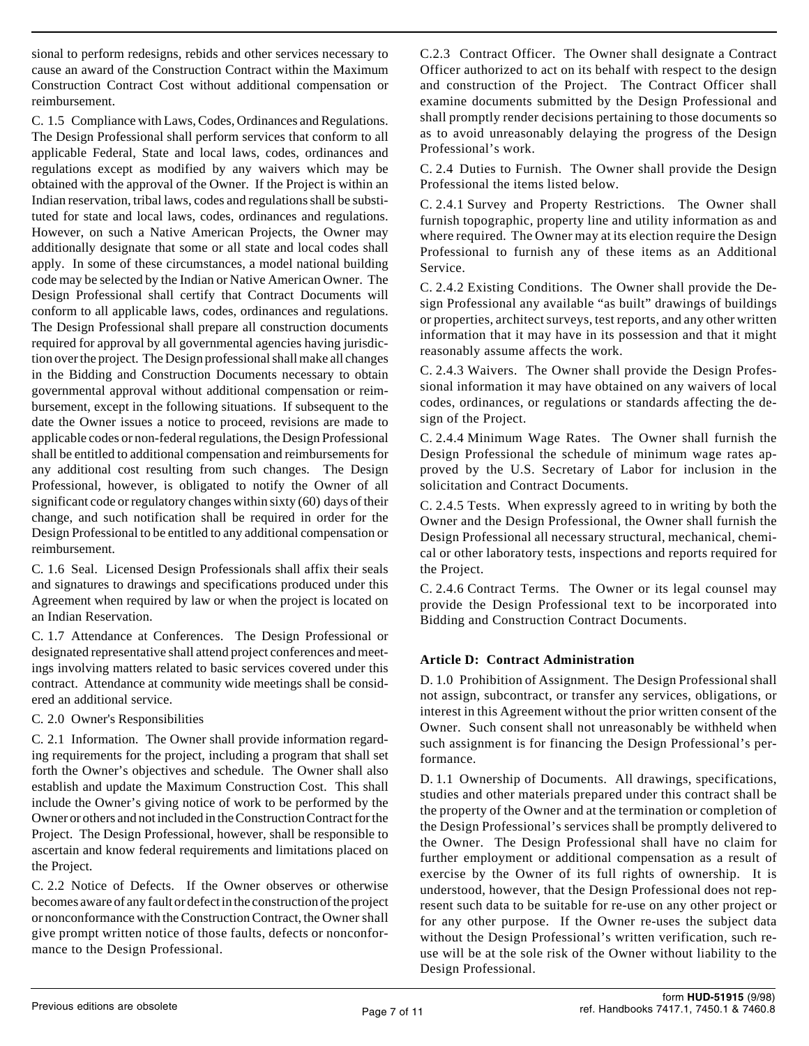sional to perform redesigns, rebids and other services necessary to cause an award of the Construction Contract within the Maximum Construction Contract Cost without additional compensation or reimbursement.

C. 1.5 Compliance with Laws, Codes, Ordinances and Regulations. The Design Professional shall perform services that conform to all applicable Federal, State and local laws, codes, ordinances and regulations except as modified by any waivers which may be obtained with the approval of the Owner. If the Project is within an Indian reservation, tribal laws, codes and regulations shall be substituted for state and local laws, codes, ordinances and regulations. However, on such a Native American Projects, the Owner may additionally designate that some or all state and local codes shall apply. In some of these circumstances, a model national building code may be selected by the Indian or Native American Owner. The Design Professional shall certify that Contract Documents will conform to all applicable laws, codes, ordinances and regulations. The Design Professional shall prepare all construction documents required for approval by all governmental agencies having jurisdiction over the project. The Design professional shall make all changes in the Bidding and Construction Documents necessary to obtain governmental approval without additional compensation or reimbursement, except in the following situations. If subsequent to the date the Owner issues a notice to proceed, revisions are made to applicable codes or non-federal regulations, the Design Professional shall be entitled to additional compensation and reimbursements for any additional cost resulting from such changes. The Design Professional, however, is obligated to notify the Owner of all significant code or regulatory changes within sixty (60) days of their change, and such notification shall be required in order for the Design Professional to be entitled to any additional compensation or reimbursement.

C. 1.6 Seal. Licensed Design Professionals shall affix their seals and signatures to drawings and specifications produced under this Agreement when required by law or when the project is located on an Indian Reservation.

C. 1.7 Attendance at Conferences. The Design Professional or designated representative shall attend project conferences and meetings involving matters related to basic services covered under this contract. Attendance at community wide meetings shall be considered an additional service.

C. 2.0 Owner's Responsibilities

C. 2.1 Information. The Owner shall provide information regarding requirements for the project, including a program that shall set forth the Owner's objectives and schedule. The Owner shall also establish and update the Maximum Construction Cost. This shall include the Owner's giving notice of work to be performed by the Owner or others and not included in the Construction Contract for the Project. The Design Professional, however, shall be responsible to ascertain and know federal requirements and limitations placed on the Project.

C. 2.2 Notice of Defects. If the Owner observes or otherwise becomes aware of any fault or defect in the construction of the project or nonconformance with the Construction Contract, the Owner shall give prompt written notice of those faults, defects or nonconformance to the Design Professional.

C.2.3 Contract Officer. The Owner shall designate a Contract Officer authorized to act on its behalf with respect to the design and construction of the Project. The Contract Officer shall examine documents submitted by the Design Professional and shall promptly render decisions pertaining to those documents so as to avoid unreasonably delaying the progress of the Design Professional's work.

C. 2.4 Duties to Furnish. The Owner shall provide the Design Professional the items listed below.

C. 2.4.1 Survey and Property Restrictions. The Owner shall furnish topographic, property line and utility information as and where required. The Owner may at its election require the Design Professional to furnish any of these items as an Additional Service.

C. 2.4.2 Existing Conditions. The Owner shall provide the Design Professional any available "as built" drawings of buildings or properties, architect surveys, test reports, and any other written information that it may have in its possession and that it might reasonably assume affects the work.

C. 2.4.3 Waivers. The Owner shall provide the Design Professional information it may have obtained on any waivers of local codes, ordinances, or regulations or standards affecting the design of the Project.

C. 2.4.4 Minimum Wage Rates. The Owner shall furnish the Design Professional the schedule of minimum wage rates approved by the U.S. Secretary of Labor for inclusion in the solicitation and Contract Documents.

C. 2.4.5 Tests. When expressly agreed to in writing by both the Owner and the Design Professional, the Owner shall furnish the Design Professional all necessary structural, mechanical, chemical or other laboratory tests, inspections and reports required for the Project.

C. 2.4.6 Contract Terms. The Owner or its legal counsel may provide the Design Professional text to be incorporated into Bidding and Construction Contract Documents.

### Article D: Contract Administration

D. 1.0 Prohibition of Assignment. The Design Professional shall not assign, subcontract, or transfer any services, obligations, or interest in this Agreement without the prior written consent of the Owner. Such consent shall not unreasonably be withheld when such assignment is for financing the Design Professional's performance.

D. 1.1 Ownership of Documents. All drawings, specifications, studies and other materials prepared under this contract shall be the property of the Owner and at the termination or completion of the Design Professional's services shall be promptly delivered to the Owner. The Design Professional shall have no claim for further employment or additional compensation as a result of exercise by the Owner of its full rights of ownership. It is understood, however, that the Design Professional does not represent such data to be suitable for re-use on any other project or for any other purpose. If the Owner re-uses the subject data without the Design Professional's written verification, such re-use will be at the sole risk of the Owner without liability to the Design Professional.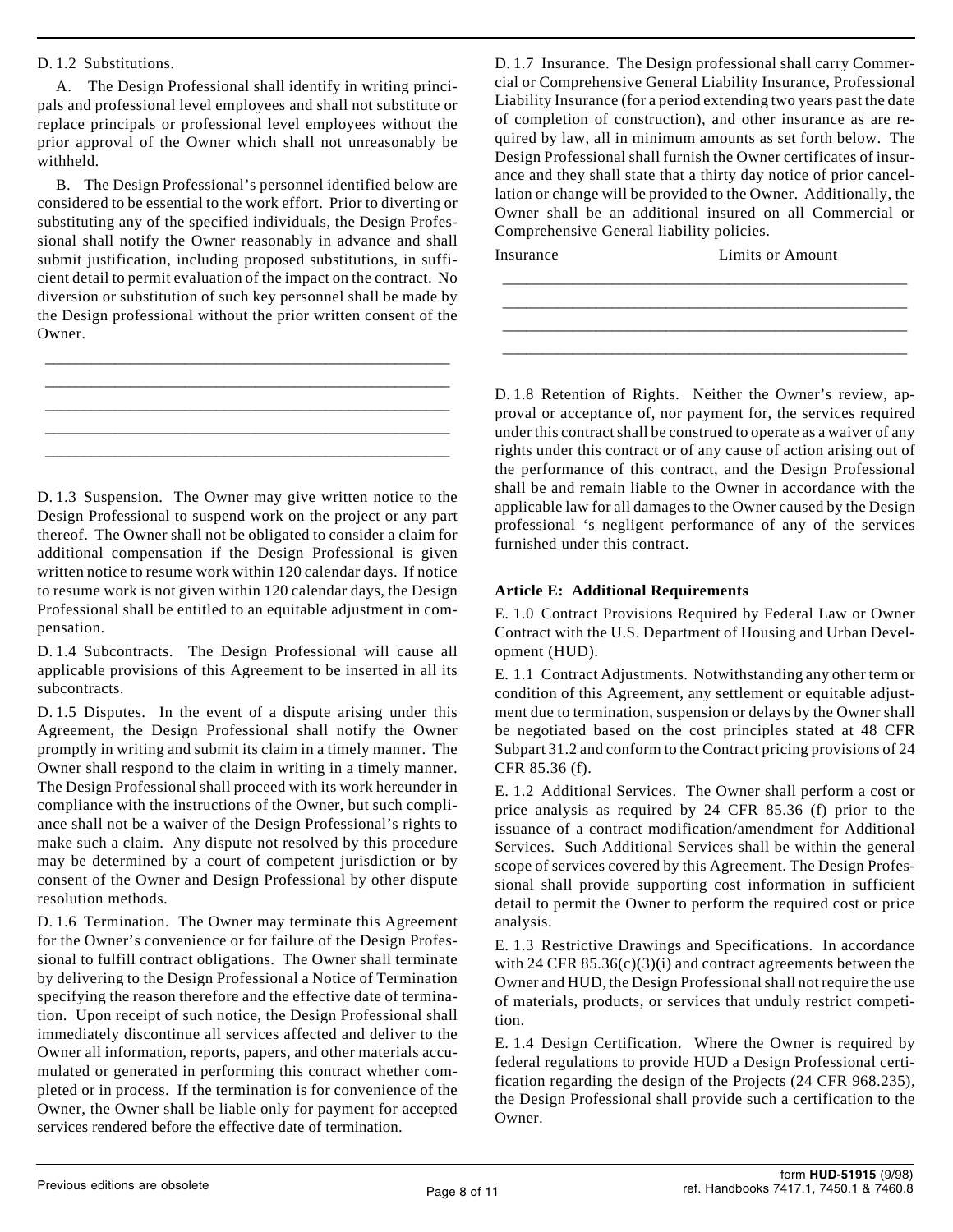D. 1.2 Substitutions.

A. The Design Professional shall identify in writing principals and professional level employees and shall not substitute or replace principals or professional level employees without the prior approval of the Owner which shall not unreasonably be withheld.

B. The Design Professional's personnel identified below are considered to be essential to the work effort. Prior to diverting or substituting any of the specified individuals, the Design Professional shall notify the Owner reasonably in advance and shall submit justification, including proposed substitutions, in sufficient detail to permit evaluation of the impact on the contract. No diversion or substitution of such key personnel shall be made by the Design professional without the prior written consent of the Owner.

\_\_\_\_\_\_\_\_\_\_\_\_\_\_\_\_\_\_\_\_\_\_\_\_\_\_\_\_\_\_\_\_\_\_\_\_\_\_\_\_\_\_\_\_\_\_\_\_

\_\_\_\_\_\_\_\_\_\_\_\_\_\_\_\_\_\_\_\_\_\_\_\_\_\_\_\_\_\_\_\_\_\_\_\_\_\_\_\_\_\_\_\_\_\_\_\_

\_\_\_\_\_\_\_\_\_\_\_\_\_\_\_\_\_\_\_\_\_\_\_\_\_\_\_\_\_\_\_\_\_\_\_\_\_\_\_\_\_\_\_\_\_\_\_\_

\_\_\_\_\_\_\_\_\_\_\_\_\_\_\_\_\_\_\_\_\_\_\_\_\_\_\_\_\_\_\_\_\_\_\_\_\_\_\_\_\_\_\_\_\_\_\_\_

\_\_\_\_\_\_\_\_\_\_\_\_\_\_\_\_\_\_\_\_\_\_\_\_\_\_\_\_\_\_\_\_\_\_\_\_\_\_\_\_\_\_\_\_\_\_\_\_

D. 1.3 Suspension. The Owner may give written notice to the Design Professional to suspend work on the project or any part thereof. The Owner shall not be obligated to consider a claim for additional compensation if the Design Professional is given written notice to resume work within 120 calendar days. If notice to resume work is not given within 120 calendar days, the Design Professional shall be entitled to an equitable adjustment in compensation.

D. 1.4 Subcontracts. The Design Professional will cause all applicable provisions of this Agreement to be inserted in all its subcontracts.

D. 1.5 Disputes. In the event of a dispute arising under this Agreement, the Design Professional shall notify the Owner promptly in writing and submit its claim in a timely manner. The Owner shall respond to the claim in writing in a timely manner. The Design Professional shall proceed with its work hereunder in compliance with the instructions of the Owner, but such compliance shall not be a waiver of the Design Professional's rights to make such a claim. Any dispute not resolved by this procedure may be determined by a court of competent jurisdiction or by consent of the Owner and Design Professional by other dispute resolution methods.

D. 1.6 Termination. The Owner may terminate this Agreement for the Owner's convenience or for failure of the Design Professional to fulfill contract obligations. The Owner shall terminate by delivering to the Design Professional a Notice of Termination specifying the reason therefore and the effective date of termination. Upon receipt of such notice, the Design Professional shall immediately discontinue all services affected and deliver to the Owner all information, reports, papers, and other materials accumulated or generated in performing this contract whether completed or in process. If the termination is for convenience of the Owner, the Owner shall be liable only for payment for accepted services rendered before the effective date of termination.

D. 1.7 Insurance. The Design professional shall carry Commercial or Comprehensive General Liability Insurance, Professional Liability Insurance (for a period extending two years past the date of completion of construction), and other insurance as are required by law, all in minimum amounts as set forth below. The Design Professional shall furnish the Owner certificates of insurance and they shall state that a thirty day notice of prior cancellation or change will be provided to the Owner. Additionally, the Owner shall be an additional insured on all Commercial or Comprehensive General liability policies.

| Insurance | Limits or Amount |
| --- | --- |
| | |
| | |
| | |
| | |

D. 1.8 Retention of Rights. Neither the Owner's review, approval or acceptance of, nor payment for, the services required under this contract shall be construed to operate as a waiver of any rights under this contract or of any cause of action arising out of the performance of this contract, and the Design Professional shall be and remain liable to the Owner in accordance with the applicable law for all damages to the Owner caused by the Design professional 's negligent performance of any of the services furnished under this contract.

**Article E: Additional Requirements**

E. 1.0 Contract Provisions Required by Federal Law or Owner Contract with the U.S. Department of Housing and Urban Development (HUD).

E. 1.1 Contract Adjustments. Notwithstanding any other term or condition of this Agreement, any settlement or equitable adjustment due to termination, suspension or delays by the Owner shall be negotiated based on the cost principles stated at 48 CFR Subpart 31.2 and conform to the Contract pricing provisions of 24 CFR 85.36 (f).

E. 1.2 Additional Services. The Owner shall perform a cost or price analysis as required by 24 CFR 85.36 (f) prior to the issuance of a contract modification/amendment for Additional Services. Such Additional Services shall be within the general scope of services covered by this Agreement. The Design Professional shall provide supporting cost information in sufficient detail to permit the Owner to perform the required cost or price analysis.

E. 1.3 Restrictive Drawings and Specifications. In accordance with 24 CFR 85.36(c)(3)(i) and contract agreements between the Owner and HUD, the Design Professional shall not require the use of materials, products, or services that unduly restrict competition.

E. 1.4 Design Certification. Where the Owner is required by federal regulations to provide HUD a Design Professional certification regarding the design of the Projects (24 CFR 968.235), the Design Professional shall provide such a certification to the Owner.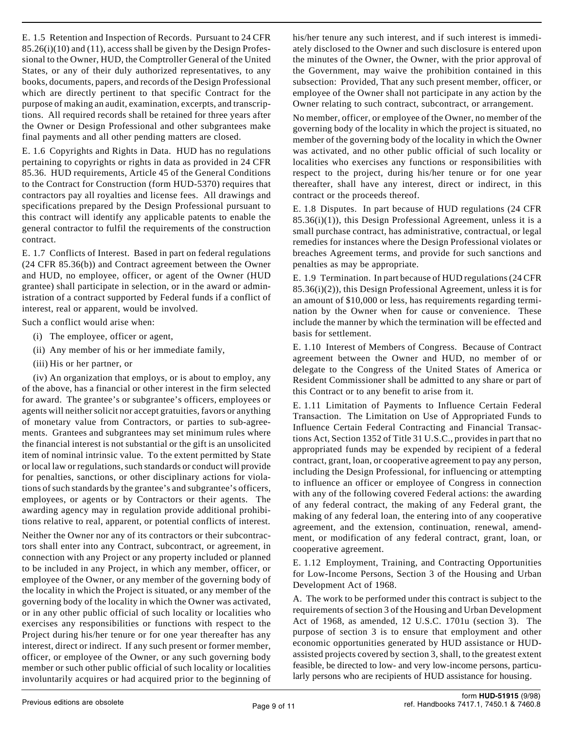E. 1.5 Retention and Inspection of Records. Pursuant to 24 CFR 85.26(i)(10) and (11), access shall be given by the Design Professional to the Owner, HUD, the Comptroller General of the United States, or any of their duly authorized representatives, to any books, documents, papers, and records of the Design Professional which are directly pertinent to that specific Contract for the purpose of making an audit, examination, excerpts, and transcriptions. All required records shall be retained for three years after the Owner or Design Professional and other subgrantees make final payments and all other pending matters are closed.

E. 1.6 Copyrights and Rights in Data. HUD has no regulations pertaining to copyrights or rights in data as provided in 24 CFR 85.36. HUD requirements, Article 45 of the General Conditions to the Contract for Construction (form HUD-5370) requires that contractors pay all royalties and license fees. All drawings and specifications prepared by the Design Professional pursuant to this contract will identify any applicable patents to enable the general contractor to fulfil the requirements of the construction contract.

E. 1.7 Conflicts of Interest. Based in part on federal regulations (24 CFR 85.36(b)) and Contract agreement between the Owner and HUD, no employee, officer, or agent of the Owner (HUD grantee) shall participate in selection, or in the award or administration of a contract supported by Federal funds if a conflict of interest, real or apparent, would be involved.

Such a conflict would arise when:

(i) The employee, officer or agent,

(ii) Any member of his or her immediate family,

(iii) His or her partner, or

(iv) An organization that employs, or is about to employ, any of the above, has a financial or other interest in the firm selected for award. The grantee's or subgrantee's officers, employees or agents will neither solicit nor accept gratuities, favors or anything of monetary value from Contractors, or parties to sub-agreements. Grantees and subgrantees may set minimum rules where the financial interest is not substantial or the gift is an unsolicited item of nominal intrinsic value. To the extent permitted by State or local law or regulations, such standards or conduct will provide for penalties, sanctions, or other disciplinary actions for violations of such standards by the grantee's and subgrantee's officers, employees, or agents or by Contractors or their agents. The awarding agency may in regulation provide additional prohibitions relative to real, apparent, or potential conflicts of interest.

Neither the Owner nor any of its contractors or their subcontractors shall enter into any Contract, subcontract, or agreement, in connection with any Project or any property included or planned to be included in any Project, in which any member, officer, or employee of the Owner, or any member of the governing body of the locality in which the Project is situated, or any member of the governing body of the locality in which the Owner was activated, or in any other public official of such locality or localities who exercises any responsibilities or functions with respect to the Project during his/her tenure or for one year thereafter has any interest, direct or indirect. If any such present or former member, officer, or employee of the Owner, or any such governing body member or such other public official of such locality or localities involuntarily acquires or had acquired prior to the beginning of his/her tenure any such interest, and if such interest is immediately disclosed to the Owner and such disclosure is entered upon the minutes of the Owner, the Owner, with the prior approval of the Government, may waive the prohibition contained in this subsection: Provided, That any such present member, officer, or employee of the Owner shall not participate in any action by the Owner relating to such contract, subcontract, or arrangement.

No member, officer, or employee of the Owner, no member of the governing body of the locality in which the project is situated, no member of the governing body of the locality in which the Owner was activated, and no other public official of such locality or localities who exercises any functions or responsibilities with respect to the project, during his/her tenure or for one year thereafter, shall have any interest, direct or indirect, in this contract or the proceeds thereof.

E. 1.8 Disputes. In part because of HUD regulations (24 CFR 85.36(i)(1)), this Design Professional Agreement, unless it is a small purchase contract, has administrative, contractual, or legal remedies for instances where the Design Professional violates or breaches Agreement terms, and provide for such sanctions and penalties as may be appropriate.

E. 1.9 Termination. In part because of HUD regulations (24 CFR 85.36(i)(2)), this Design Professional Agreement, unless it is for an amount of $10,000 or less, has requirements regarding termination by the Owner when for cause or convenience. These include the manner by which the termination will be effected and basis for settlement.

E. 1.10 Interest of Members of Congress. Because of Contract agreement between the Owner and HUD, no member of or delegate to the Congress of the United States of America or Resident Commissioner shall be admitted to any share or part of this Contract or to any benefit to arise from it.

E. 1.11 Limitation of Payments to Influence Certain Federal Transaction. The Limitation on Use of Appropriated Funds to Influence Certain Federal Contracting and Financial Transactions Act, Section 1352 of Title 31 U.S.C., provides in part that no appropriated funds may be expended by recipient of a federal contract, grant, loan, or cooperative agreement to pay any person, including the Design Professional, for influencing or attempting to influence an officer or employee of Congress in connection with any of the following covered Federal actions: the awarding of any federal contract, the making of any Federal grant, the making of any federal loan, the entering into of any cooperative agreement, and the extension, continuation, renewal, amendment, or modification of any federal contract, grant, loan, or cooperative agreement.

E. 1.12 Employment, Training, and Contracting Opportunities for Low-Income Persons, Section 3 of the Housing and Urban Development Act of 1968.

A. The work to be performed under this contract is subject to the requirements of section 3 of the Housing and Urban Development Act of 1968, as amended, 12 U.S.C. 1701u (section 3). The purpose of section 3 is to ensure that employment and other economic opportunities generated by HUD assistance or HUD-assisted projects covered by section 3, shall, to the greatest extent feasible, be directed to low- and very low-income persons, particularly persons who are recipients of HUD assistance for housing.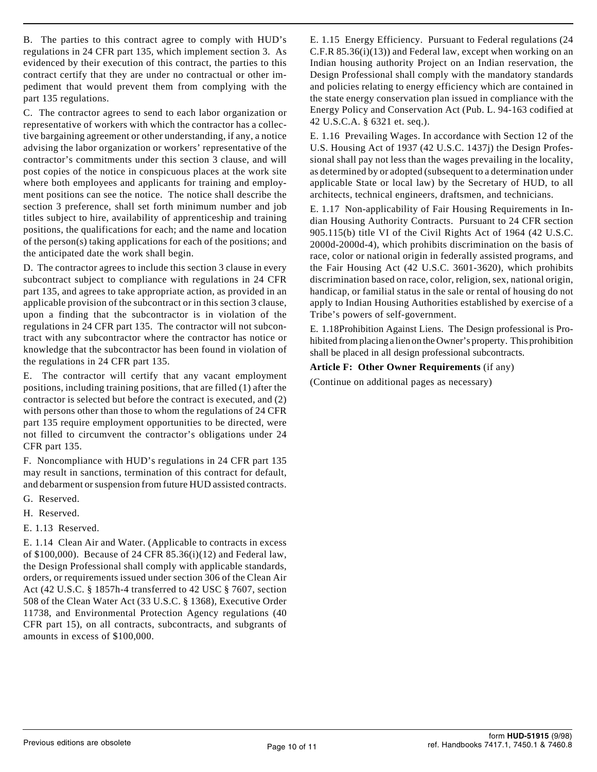B. The parties to this contract agree to comply with HUD's regulations in 24 CFR part 135, which implement section 3. As evidenced by their execution of this contract, the parties to this contract certify that they are under no contractual or other impediment that would prevent them from complying with the part 135 regulations.

C. The contractor agrees to send to each labor organization or representative of workers with which the contractor has a collective bargaining agreement or other understanding, if any, a notice advising the labor organization or workers' representative of the contractor's commitments under this section 3 clause, and will post copies of the notice in conspicuous places at the work site where both employees and applicants for training and employment positions can see the notice. The notice shall describe the section 3 preference, shall set forth minimum number and job titles subject to hire, availability of apprenticeship and training positions, the qualifications for each; and the name and location of the person(s) taking applications for each of the positions; and the anticipated date the work shall begin.

D. The contractor agrees to include this section 3 clause in every subcontract subject to compliance with regulations in 24 CFR part 135, and agrees to take appropriate action, as provided in an applicable provision of the subcontract or in this section 3 clause, upon a finding that the subcontractor is in violation of the regulations in 24 CFR part 135. The contractor will not subcontract with any subcontractor where the contractor has notice or knowledge that the subcontractor has been found in violation of the regulations in 24 CFR part 135.

E. The contractor will certify that any vacant employment positions, including training positions, that are filled (1) after the contractor is selected but before the contract is executed, and (2) with persons other than those to whom the regulations of 24 CFR part 135 require employment opportunities to be directed, were not filled to circumvent the contractor's obligations under 24 CFR part 135.

F. Noncompliance with HUD's regulations in 24 CFR part 135 may result in sanctions, termination of this contract for default, and debarment or suspension from future HUD assisted contracts.

G. Reserved.

H. Reserved.

E. 1.13 Reserved.

E. 1.14 Clean Air and Water. (Applicable to contracts in excess of $100,000). Because of 24 CFR 85.36(i)(12) and Federal law, the Design Professional shall comply with applicable standards, orders, or requirements issued under section 306 of the Clean Air Act (42 U.S.C. § 1857h-4 transferred to 42 USC § 7607, section 508 of the Clean Water Act (33 U.S.C. § 1368), Executive Order 11738, and Environmental Protection Agency regulations (40 CFR part 15), on all contracts, subcontracts, and subgrants of amounts in excess of $100,000.

E. 1.15 Energy Efficiency. Pursuant to Federal regulations (24 C.F.R 85.36(i)(13)) and Federal law, except when working on an Indian housing authority Project on an Indian reservation, the Design Professional shall comply with the mandatory standards and policies relating to energy efficiency which are contained in the state energy conservation plan issued in compliance with the Energy Policy and Conservation Act (Pub. L. 94-163 codified at 42 U.S.C.A. § 6321 et. seq.).

E. 1.16 Prevailing Wages. In accordance with Section 12 of the U.S. Housing Act of 1937 (42 U.S.C. 1437j) the Design Professional shall pay not less than the wages prevailing in the locality, as determined by or adopted (subsequent to a determination under applicable State or local law) by the Secretary of HUD, to all architects, technical engineers, draftsmen, and technicians.

E. 1.17 Non-applicability of Fair Housing Requirements in Indian Housing Authority Contracts. Pursuant to 24 CFR section 905.115(b) title VI of the Civil Rights Act of 1964 (42 U.S.C. 2000d-2000d-4), which prohibits discrimination on the basis of race, color or national origin in federally assisted programs, and the Fair Housing Act (42 U.S.C. 3601-3620), which prohibits discrimination based on race, color, religion, sex, national origin, handicap, or familial status in the sale or rental of housing do not apply to Indian Housing Authorities established by exercise of a Tribe's powers of self-government.

E. 1.18Prohibition Against Liens. The Design professional is Prohibited from placing a lien on the Owner's property. This prohibition shall be placed in all design professional subcontracts.

**Article F: Other Owner Requirements** (if any)

(Continue on additional pages as necessary)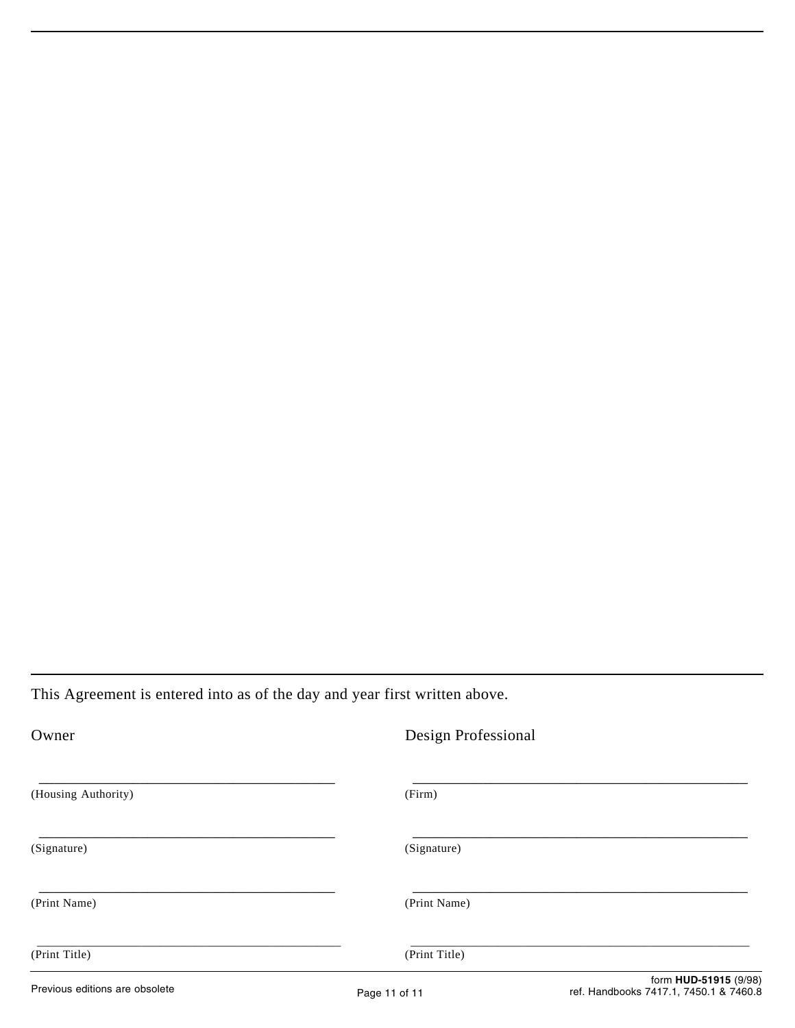This Agreement is entered into as of the day and year first written above.

| Owner | Design Professional |
| --- | --- |
| ______________________________ | ______________________________ |
| (Housing Authority) | (Firm) |
| ______________________________ | ______________________________ |
| (Signature) | (Signature) |
| ______________________________ | ______________________________ |
| (Print Name) | (Print Name) |
| ______________________________ | ______________________________ |
| (Print Title) | (Print Title) |

Previous editions are obsolete

form **HUD-51915** (9/98)
ref. Handbooks 7417.1, 7450.1 & 7460.8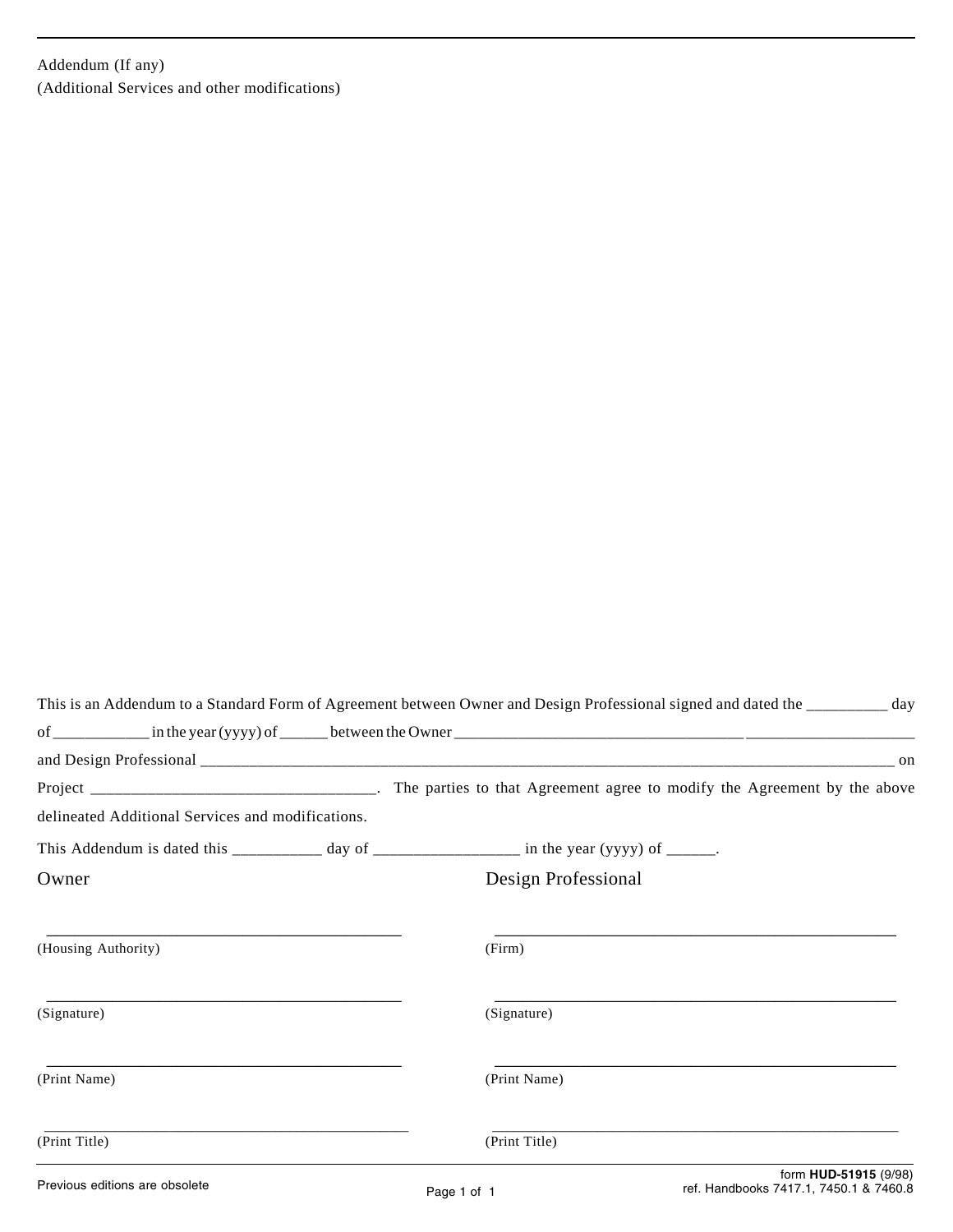Addendum (If any)
(Additional Services and other modifications)

This is an Addendum to a Standard Form of Agreement between Owner and Design Professional signed and dated the __________ day of ____________ in the year (yyyy) of ______ between the Owner _____________________________________ _____________________ and Design Professional ______________________________________________________________________________________ on Project ___________________________________. The parties to that Agreement agree to modify the Agreement by the above delineated Additional Services and modifications.

This Addendum is dated this ___________ day of _________________ in the year (yyyy) of ______.

| Owner | Design Professional |
| --- | --- |
| ____________________________________________ | ____________________________________________ |
| (Housing Authority) | (Firm) |
| ____________________________________________ | ____________________________________________ |
| (Signature) | (Signature) |
| ____________________________________________ | ____________________________________________ |
| (Print Name) | (Print Name) |
| ____________________________________________ | ____________________________________________ |
| (Print Title) | (Print Title) |

Previous editions are obsolete

form **HUD-51915** (9/98)
ref. Handbooks 7417.1, 7450.1 & 7460.8